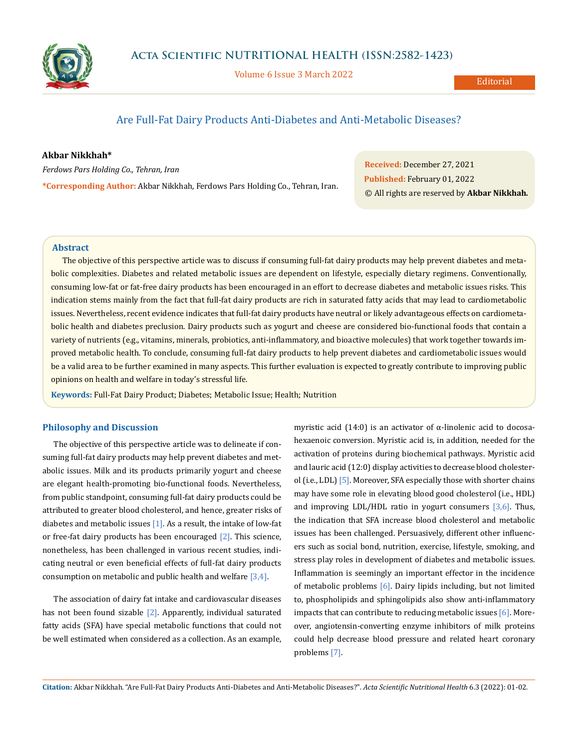# Are Full-Fat Dairy Products Anti-Diabetes and Anti-Metabolic Diseases?

**Akbar Nikkhah***

*Ferdows Pars Holding Co., Tehran, Iran*

***Corresponding Author:** Akbar Nikkhah, Ferdows Pars Holding Co., Tehran, Iran.

**Received:** December 27, 2021
**Published:** February 01, 2022
© All rights are reserved by **Akbar Nikkhah.**

## Abstract

The objective of this perspective article was to discuss if consuming full-fat dairy products may help prevent diabetes and metabolic complexities. Diabetes and related metabolic issues are dependent on lifestyle, especially dietary regimens. Conventionally, consuming low-fat or fat-free dairy products has been encouraged in an effort to decrease diabetes and metabolic issues risks. This indication stems mainly from the fact that full-fat dairy products are rich in saturated fatty acids that may lead to cardiometabolic issues. Nevertheless, recent evidence indicates that full-fat dairy products have neutral or likely advantageous effects on cardiometabolic health and diabetes preclusion. Dairy products such as yogurt and cheese are considered bio-functional foods that contain a variety of nutrients (e.g., vitamins, minerals, probiotics, anti-inflammatory, and bioactive molecules) that work together towards improved metabolic health. To conclude, consuming full-fat dairy products to help prevent diabetes and cardiometabolic issues would be a valid area to be further examined in many aspects. This further evaluation is expected to greatly contribute to improving public opinions on health and welfare in today's stressful life.

**Keywords:** Full-Fat Dairy Product; Diabetes; Metabolic Issue; Health; Nutrition

## Philosophy and Discussion

The objective of this perspective article was to delineate if consuming full-fat dairy products may help prevent diabetes and metabolic issues. Milk and its products primarily yogurt and cheese are elegant health-promoting bio-functional foods. Nevertheless, from public standpoint, consuming full-fat dairy products could be attributed to greater blood cholesterol, and hence, greater risks of diabetes and metabolic issues [1]. As a result, the intake of low-fat or free-fat dairy products has been encouraged [2]. This science, nonetheless, has been challenged in various recent studies, indicating neutral or even beneficial effects of full-fat dairy products consumption on metabolic and public health and welfare [3,4].

The association of dairy fat intake and cardiovascular diseases has not been found sizable [2]. Apparently, individual saturated fatty acids (SFA) have special metabolic functions that could not be well estimated when considered as a collection. As an example, myristic acid (14:0) is an activator of α-linolenic acid to docosahexaenoic conversion. Myristic acid is, in addition, needed for the activation of proteins during biochemical pathways. Myristic acid and lauric acid (12:0) display activities to decrease blood cholesterol (i.e., LDL) [5]. Moreover, SFA especially those with shorter chains may have some role in elevating blood good cholesterol (i.e., HDL) and improving LDL/HDL ratio in yogurt consumers [3,6]. Thus, the indication that SFA increase blood cholesterol and metabolic issues has been challenged. Persuasively, different other influencers such as social bond, nutrition, exercise, lifestyle, smoking, and stress play roles in development of diabetes and metabolic issues. Inflammation is seemingly an important effector in the incidence of metabolic problems [6]. Dairy lipids including, but not limited to, phospholipids and sphingolipids also show anti-inflammatory impacts that can contribute to reducing metabolic issues [6]. Moreover, angiotensin-converting enzyme inhibitors of milk proteins could help decrease blood pressure and related heart coronary problems [7].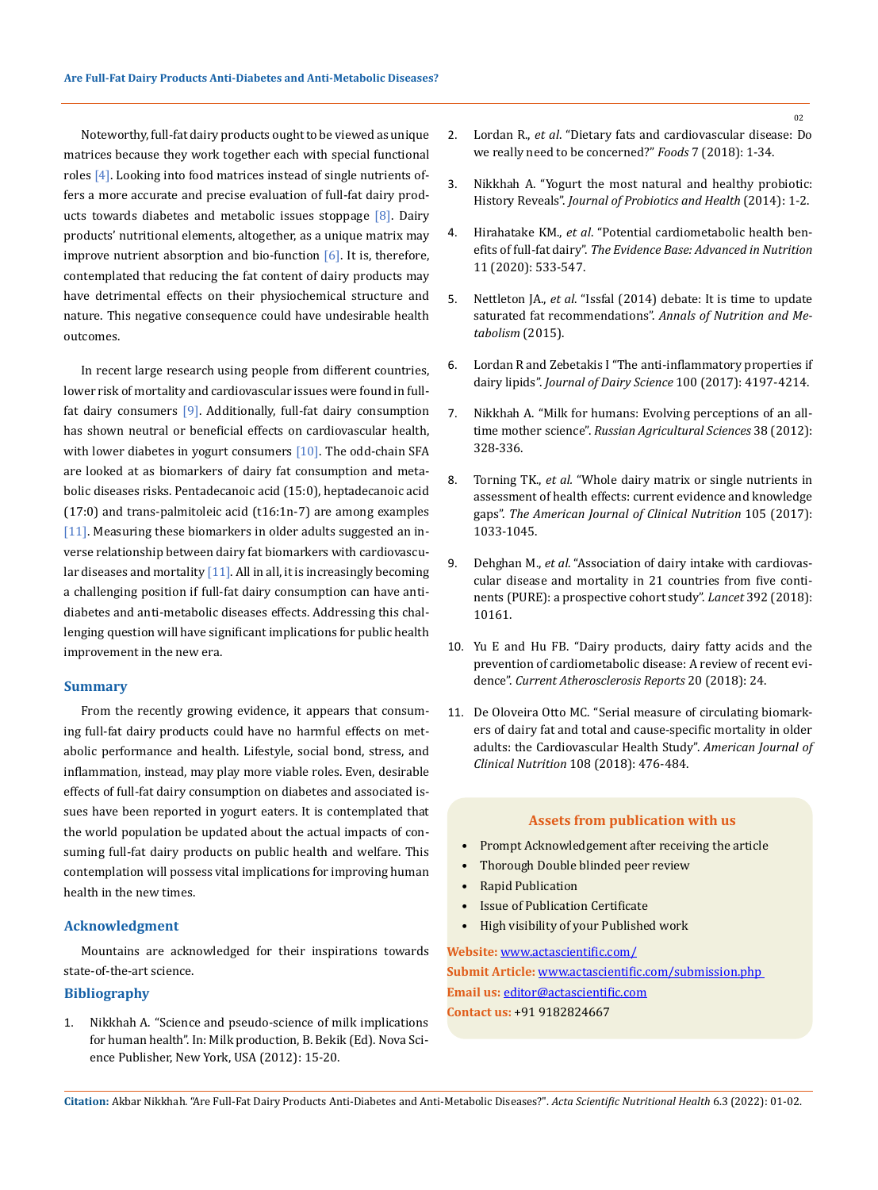Noteworthy, full-fat dairy products ought to be viewed as unique matrices because they work together each with special functional roles [4]. Looking into food matrices instead of single nutrients offers a more accurate and precise evaluation of full-fat dairy products towards diabetes and metabolic issues stoppage [8]. Dairy products' nutritional elements, altogether, as a unique matrix may improve nutrient absorption and bio-function [6]. It is, therefore, contemplated that reducing the fat content of dairy products may have detrimental effects on their physiochemical structure and nature. This negative consequence could have undesirable health outcomes.

In recent large research using people from different countries, lower risk of mortality and cardiovascular issues were found in full-fat dairy consumers [9]. Additionally, full-fat dairy consumption has shown neutral or beneficial effects on cardiovascular health, with lower diabetes in yogurt consumers [10]. The odd-chain SFA are looked at as biomarkers of dairy fat consumption and metabolic diseases risks. Pentadecanoic acid (15:0), heptadecanoic acid (17:0) and trans-palmitoleic acid (t16:1n-7) are among examples [11]. Measuring these biomarkers in older adults suggested an inverse relationship between dairy fat biomarkers with cardiovascular diseases and mortality [11]. All in all, it is increasingly becoming a challenging position if full-fat dairy consumption can have anti-diabetes and anti-metabolic diseases effects. Addressing this challenging question will have significant implications for public health improvement in the new era.

## Summary

From the recently growing evidence, it appears that consuming full-fat dairy products could have no harmful effects on metabolic performance and health. Lifestyle, social bond, stress, and inflammation, instead, may play more viable roles. Even, desirable effects of full-fat dairy consumption on diabetes and associated issues have been reported in yogurt eaters. It is contemplated that the world population be updated about the actual impacts of consuming full-fat dairy products on public health and welfare. This contemplation will possess vital implications for improving human health in the new times.

## Acknowledgment

Mountains are acknowledged for their inspirations towards state-of-the-art science.

## Bibliography

1. Nikkhah A. "Science and pseudo-science of milk implications for human health". In: Milk production, B. Bekik (Ed). Nova Science Publisher, New York, USA (2012): 15-20.
2. Lordan R., *et al*. "Dietary fats and cardiovascular disease: Do we really need to be concerned?" *Foods* 7 (2018): 1-34.
3. Nikkhah A. "Yogurt the most natural and healthy probiotic: History Reveals". *Journal of Probiotics and Health* (2014): 1-2.
4. Hirahatake KM., *et al*. "Potential cardiometabolic health benefits of full-fat dairy". *The Evidence Base: Advanced in Nutrition* 11 (2020): 533-547.
5. Nettleton JA., *et al*. "Issfal (2014) debate: It is time to update saturated fat recommendations". *Annals of Nutrition and Metabolism* (2015).
6. Lordan R and Zebetakis I "The anti-inflammatory properties if dairy lipids". *Journal of Dairy Science* 100 (2017): 4197-4214.
7. Nikkhah A. "Milk for humans: Evolving perceptions of an all-time mother science". *Russian Agricultural Sciences* 38 (2012): 328-336.
8. Torning TK., *et al*. "Whole dairy matrix or single nutrients in assessment of health effects: current evidence and knowledge gaps". *The American Journal of Clinical Nutrition* 105 (2017): 1033-1045.
9. Dehghan M., *et al*. "Association of dairy intake with cardiovascular disease and mortality in 21 countries from five continents (PURE): a prospective cohort study". *Lancet* 392 (2018): 10161.
10. Yu E and Hu FB. "Dairy products, dairy fatty acids and the prevention of cardiometabolic disease: A review of recent evidence". *Current Atherosclerosis Reports* 20 (2018): 24.
11. De Oloveira Otto MC. "Serial measure of circulating biomarkers of dairy fat and total and cause-specific mortality in older adults: the Cardiovascular Health Study". *American Journal of Clinical Nutrition* 108 (2018): 476-484.

**Assets from publication with us**

- Prompt Acknowledgement after receiving the article
- Thorough Double blinded peer review
- Rapid Publication
- Issue of Publication Certificate
- High visibility of your Published work

**Website:** www.actascientific.com/
**Submit Article:** www.actascientific.com/submission.php
**Email us:** editor@actascientific.com
**Contact us:** +91 9182824667